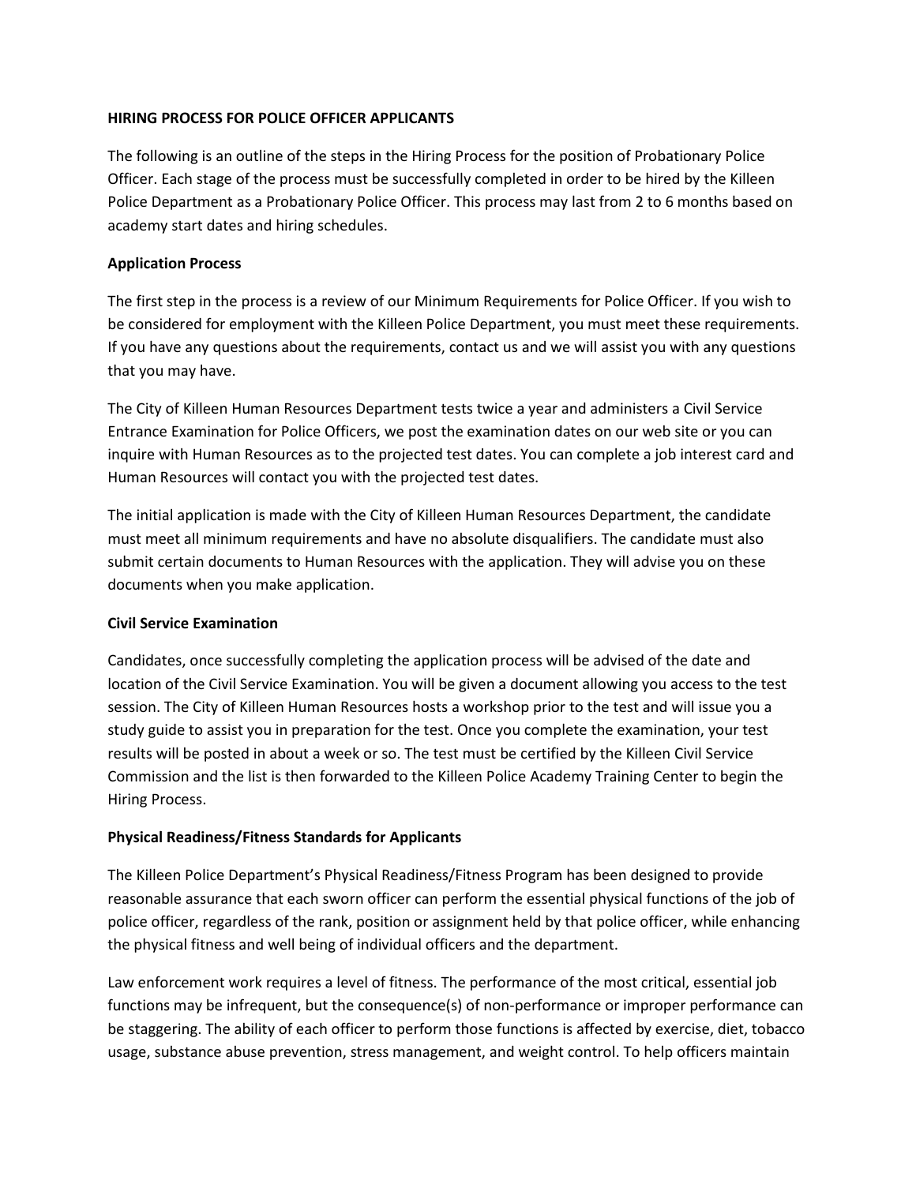# HIRING PROCESS FOR POLICE OFFICER APPLICANTS

The following is an outline of the steps in the Hiring Process for the position of Probationary Police Officer. Each stage of the process must be successfully completed in order to be hired by the Killeen Police Department as a Probationary Police Officer. This process may last from 2 to 6 months based on academy start dates and hiring schedules.

## Application Process

The first step in the process is a review of our Minimum Requirements for Police Officer. If you wish to be considered for employment with the Killeen Police Department, you must meet these requirements. If you have any questions about the requirements, contact us and we will assist you with any questions that you may have.

The City of Killeen Human Resources Department tests twice a year and administers a Civil Service Entrance Examination for Police Officers, we post the examination dates on our web site or you can inquire with Human Resources as to the projected test dates. You can complete a job interest card and Human Resources will contact you with the projected test dates.

The initial application is made with the City of Killeen Human Resources Department, the candidate must meet all minimum requirements and have no absolute disqualifiers. The candidate must also submit certain documents to Human Resources with the application. They will advise you on these documents when you make application.

## Civil Service Examination

Candidates, once successfully completing the application process will be advised of the date and location of the Civil Service Examination. You will be given a document allowing you access to the test session. The City of Killeen Human Resources hosts a workshop prior to the test and will issue you a study guide to assist you in preparation for the test. Once you complete the examination, your test results will be posted in about a week or so. The test must be certified by the Killeen Civil Service Commission and the list is then forwarded to the Killeen Police Academy Training Center to begin the Hiring Process.

## Physical Readiness/Fitness Standards for Applicants

The Killeen Police Department's Physical Readiness/Fitness Program has been designed to provide reasonable assurance that each sworn officer can perform the essential physical functions of the job of police officer, regardless of the rank, position or assignment held by that police officer, while enhancing the physical fitness and well being of individual officers and the department.

Law enforcement work requires a level of fitness. The performance of the most critical, essential job functions may be infrequent, but the consequence(s) of non-performance or improper performance can be staggering. The ability of each officer to perform those functions is affected by exercise, diet, tobacco usage, substance abuse prevention, stress management, and weight control. To help officers maintain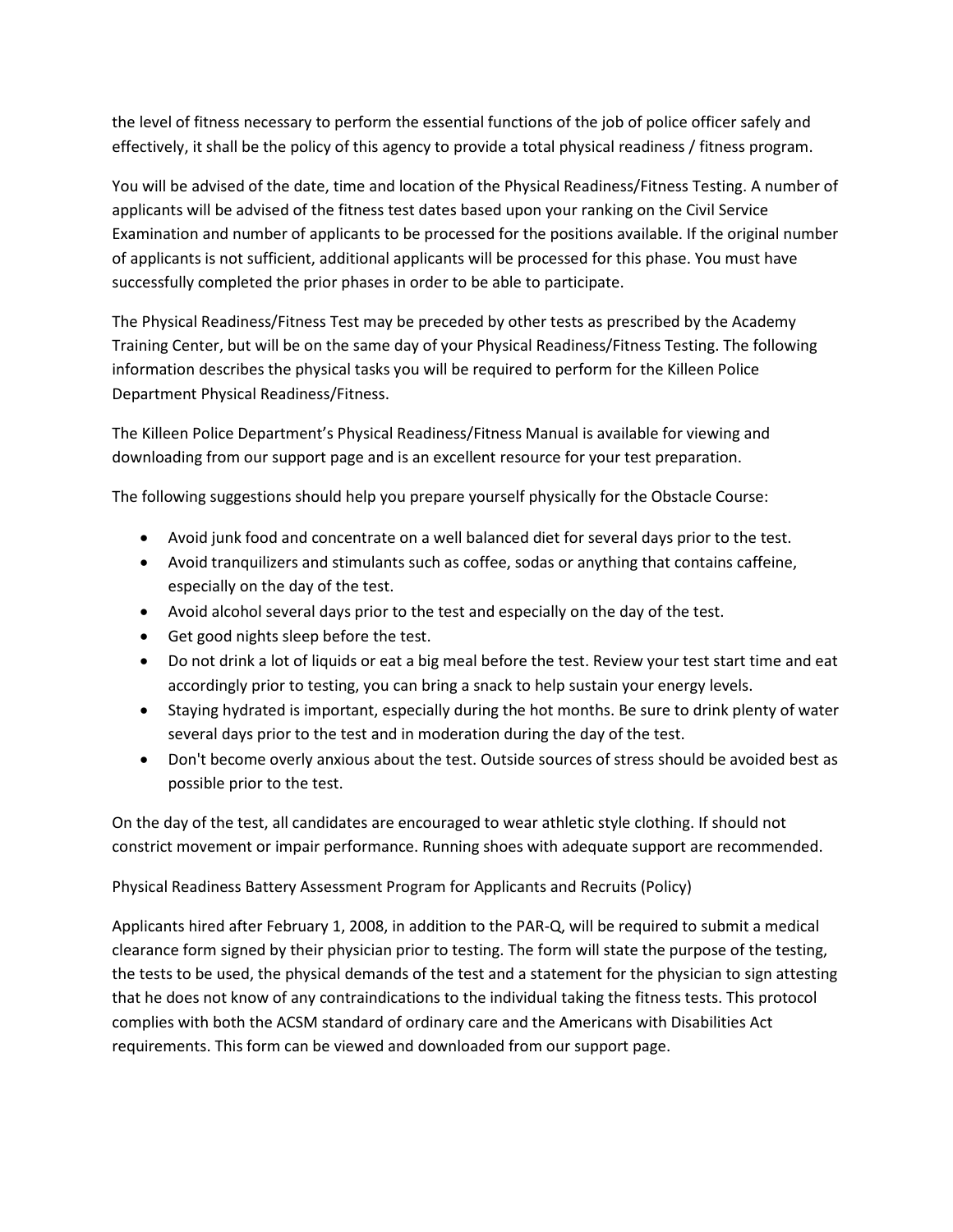the level of fitness necessary to perform the essential functions of the job of police officer safely and effectively, it shall be the policy of this agency to provide a total physical readiness / fitness program.

You will be advised of the date, time and location of the Physical Readiness/Fitness Testing. A number of applicants will be advised of the fitness test dates based upon your ranking on the Civil Service Examination and number of applicants to be processed for the positions available. If the original number of applicants is not sufficient, additional applicants will be processed for this phase. You must have successfully completed the prior phases in order to be able to participate.

The Physical Readiness/Fitness Test may be preceded by other tests as prescribed by the Academy Training Center, but will be on the same day of your Physical Readiness/Fitness Testing. The following information describes the physical tasks you will be required to perform for the Killeen Police Department Physical Readiness/Fitness.

The Killeen Police Department's Physical Readiness/Fitness Manual is available for viewing and downloading from our support page and is an excellent resource for your test preparation.

The following suggestions should help you prepare yourself physically for the Obstacle Course:

- Avoid junk food and concentrate on a well balanced diet for several days prior to the test.
- Avoid tranquilizers and stimulants such as coffee, sodas or anything that contains caffeine, especially on the day of the test.
- Avoid alcohol several days prior to the test and especially on the day of the test.
- Get good nights sleep before the test.
- Do not drink a lot of liquids or eat a big meal before the test. Review your test start time and eat accordingly prior to testing, you can bring a snack to help sustain your energy levels.
- Staying hydrated is important, especially during the hot months. Be sure to drink plenty of water several days prior to the test and in moderation during the day of the test.
- Don't become overly anxious about the test. Outside sources of stress should be avoided best as possible prior to the test.

On the day of the test, all candidates are encouraged to wear athletic style clothing. If should not constrict movement or impair performance. Running shoes with adequate support are recommended.

Physical Readiness Battery Assessment Program for Applicants and Recruits (Policy)

Applicants hired after February 1, 2008, in addition to the PAR-Q, will be required to submit a medical clearance form signed by their physician prior to testing. The form will state the purpose of the testing, the tests to be used, the physical demands of the test and a statement for the physician to sign attesting that he does not know of any contraindications to the individual taking the fitness tests. This protocol complies with both the ACSM standard of ordinary care and the Americans with Disabilities Act requirements. This form can be viewed and downloaded from our support page.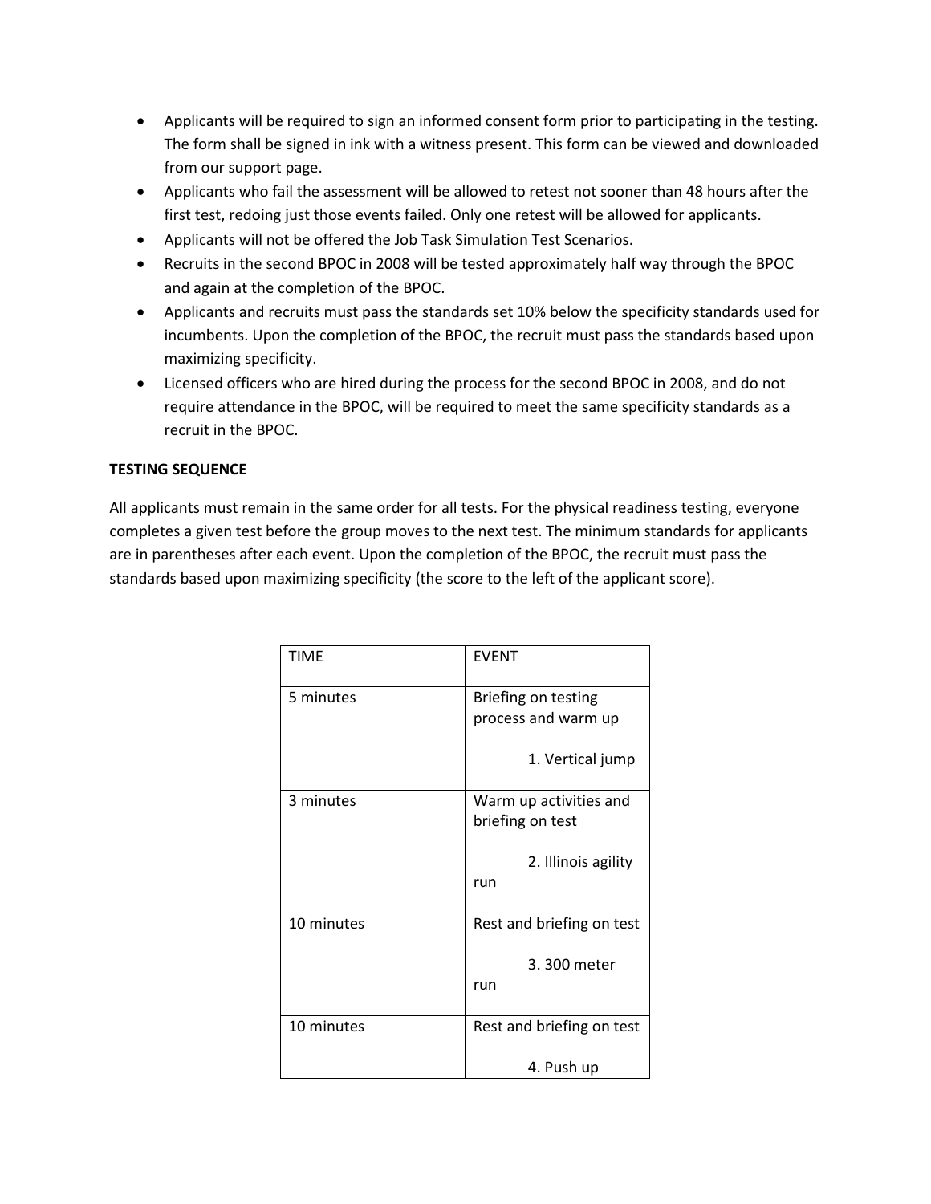- Applicants will be required to sign an informed consent form prior to participating in the testing. The form shall be signed in ink with a witness present. This form can be viewed and downloaded from our support page.
- Applicants who fail the assessment will be allowed to retest not sooner than 48 hours after the first test, redoing just those events failed. Only one retest will be allowed for applicants.
- Applicants will not be offered the Job Task Simulation Test Scenarios.
- Recruits in the second BPOC in 2008 will be tested approximately half way through the BPOC and again at the completion of the BPOC.
- Applicants and recruits must pass the standards set 10% below the specificity standards used for incumbents. Upon the completion of the BPOC, the recruit must pass the standards based upon maximizing specificity.
- Licensed officers who are hired during the process for the second BPOC in 2008, and do not require attendance in the BPOC, will be required to meet the same specificity standards as a recruit in the BPOC.

**TESTING SEQUENCE**

All applicants must remain in the same order for all tests. For the physical readiness testing, everyone completes a given test before the group moves to the next test. The minimum standards for applicants are in parentheses after each event. Upon the completion of the BPOC, the recruit must pass the standards based upon maximizing specificity (the score to the left of the applicant score).

| TIME | EVENT |
|---|---|
| 5 minutes | Briefing on testing process and warm up<br><br>1. Vertical jump |
| 3 minutes | Warm up activities and briefing on test<br><br>2. Illinois agility run |
| 10 minutes | Rest and briefing on test<br><br>3. 300 meter run |
| 10 minutes | Rest and briefing on test<br><br>4. Push up |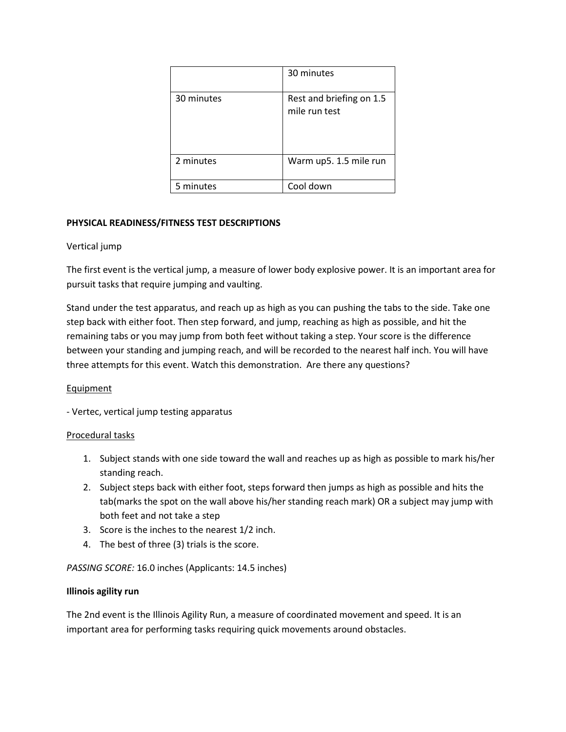| | 30 minutes |
|---|---|
| 30 minutes | Rest and briefing on 1.5 mile run test |
| 2 minutes | Warm up5. 1.5 mile run |
| 5 minutes | Cool down |

**PHYSICAL READINESS/FITNESS TEST DESCRIPTIONS**

Vertical jump

The first event is the vertical jump, a measure of lower body explosive power. It is an important area for pursuit tasks that require jumping and vaulting.

Stand under the test apparatus, and reach up as high as you can pushing the tabs to the side. Take one step back with either foot. Then step forward, and jump, reaching as high as possible, and hit the remaining tabs or you may jump from both feet without taking a step. Your score is the difference between your standing and jumping reach, and will be recorded to the nearest half inch. You will have three attempts for this event. Watch this demonstration. Are there any questions?

<u>Equipment</u>

- Vertec, vertical jump testing apparatus

<u>Procedural tasks</u>

1. Subject stands with one side toward the wall and reaches up as high as possible to mark his/her standing reach.
2. Subject steps back with either foot, steps forward then jumps as high as possible and hits the tab(marks the spot on the wall above his/her standing reach mark) OR a subject may jump with both feet and not take a step
3. Score is the inches to the nearest 1/2 inch.
4. The best of three (3) trials is the score.

*PASSING SCORE:* 16.0 inches (Applicants: 14.5 inches)

**Illinois agility run**

The 2nd event is the Illinois Agility Run, a measure of coordinated movement and speed. It is an important area for performing tasks requiring quick movements around obstacles.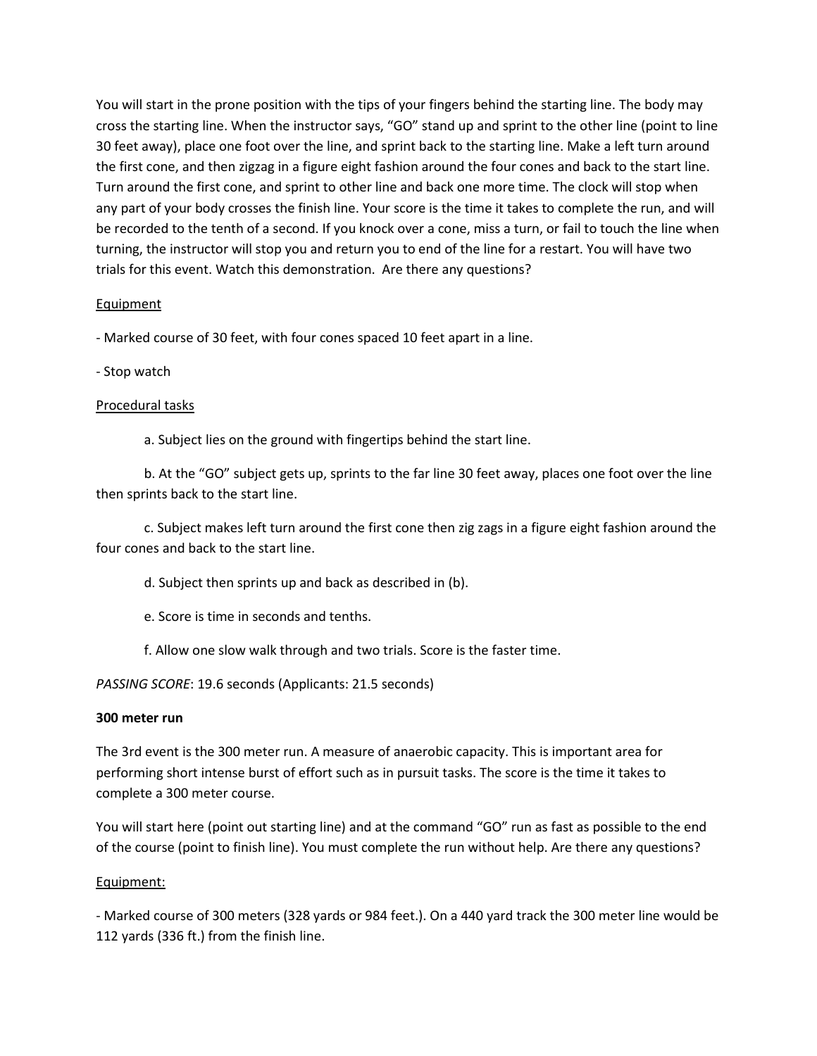You will start in the prone position with the tips of your fingers behind the starting line. The body may cross the starting line. When the instructor says, "GO" stand up and sprint to the other line (point to line 30 feet away), place one foot over the line, and sprint back to the starting line. Make a left turn around the first cone, and then zigzag in a figure eight fashion around the four cones and back to the start line. Turn around the first cone, and sprint to other line and back one more time. The clock will stop when any part of your body crosses the finish line. Your score is the time it takes to complete the run, and will be recorded to the tenth of a second. If you knock over a cone, miss a turn, or fail to touch the line when turning, the instructor will stop you and return you to end of the line for a restart. You will have two trials for this event. Watch this demonstration. Are there any questions?

<u>Equipment</u>

- Marked course of 30 feet, with four cones spaced 10 feet apart in a line.

- Stop watch

<u>Procedural tasks</u>

a. Subject lies on the ground with fingertips behind the start line.

b. At the "GO" subject gets up, sprints to the far line 30 feet away, places one foot over the line then sprints back to the start line.

c. Subject makes left turn around the first cone then zig zags in a figure eight fashion around the four cones and back to the start line.

d. Subject then sprints up and back as described in (b).

e. Score is time in seconds and tenths.

f. Allow one slow walk through and two trials. Score is the faster time.

*PASSING SCORE*: 19.6 seconds (Applicants: 21.5 seconds)

**300 meter run**

The 3rd event is the 300 meter run. A measure of anaerobic capacity. This is important area for performing short intense burst of effort such as in pursuit tasks. The score is the time it takes to complete a 300 meter course.

You will start here (point out starting line) and at the command "GO" run as fast as possible to the end of the course (point to finish line). You must complete the run without help. Are there any questions?

<u>Equipment:</u>

- Marked course of 300 meters (328 yards or 984 feet.). On a 440 yard track the 300 meter line would be 112 yards (336 ft.) from the finish line.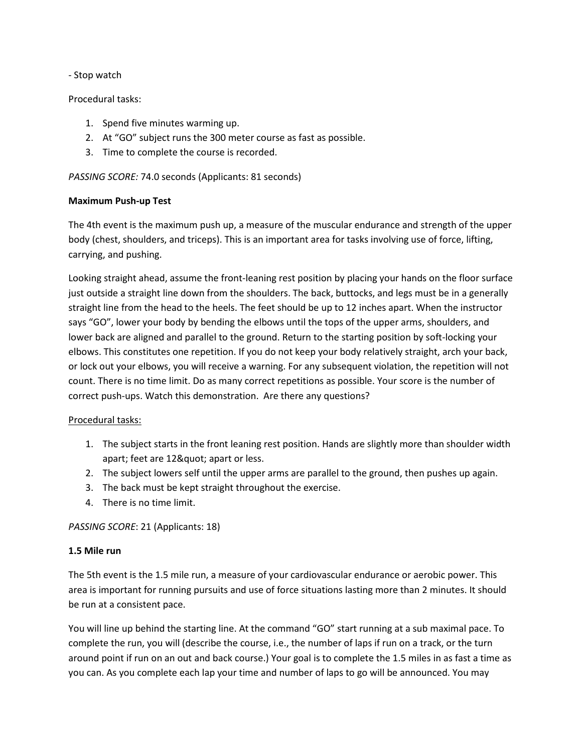- Stop watch

Procedural tasks:

1. Spend five minutes warming up.
2. At "GO" subject runs the 300 meter course as fast as possible.
3. Time to complete the course is recorded.

*PASSING SCORE:* 74.0 seconds (Applicants: 81 seconds)

**Maximum Push-up Test**

The 4th event is the maximum push up, a measure of the muscular endurance and strength of the upper body (chest, shoulders, and triceps). This is an important area for tasks involving use of force, lifting, carrying, and pushing.

Looking straight ahead, assume the front-leaning rest position by placing your hands on the floor surface just outside a straight line down from the shoulders. The back, buttocks, and legs must be in a generally straight line from the head to the heels. The feet should be up to 12 inches apart. When the instructor says "GO", lower your body by bending the elbows until the tops of the upper arms, shoulders, and lower back are aligned and parallel to the ground. Return to the starting position by soft-locking your elbows. This constitutes one repetition. If you do not keep your body relatively straight, arch your back, or lock out your elbows, you will receive a warning. For any subsequent violation, the repetition will not count. There is no time limit. Do as many correct repetitions as possible. Your score is the number of correct push-ups. Watch this demonstration. Are there any questions?

Procedural tasks:

1. The subject starts in the front leaning rest position. Hands are slightly more than shoulder width apart; feet are 12&quot; apart or less.
2. The subject lowers self until the upper arms are parallel to the ground, then pushes up again.
3. The back must be kept straight throughout the exercise.
4. There is no time limit.

*PASSING SCORE*: 21 (Applicants: 18)

**1.5 Mile run**

The 5th event is the 1.5 mile run, a measure of your cardiovascular endurance or aerobic power. This area is important for running pursuits and use of force situations lasting more than 2 minutes. It should be run at a consistent pace.

You will line up behind the starting line. At the command "GO" start running at a sub maximal pace. To complete the run, you will (describe the course, i.e., the number of laps if run on a track, or the turn around point if run on an out and back course.) Your goal is to complete the 1.5 miles in as fast a time as you can. As you complete each lap your time and number of laps to go will be announced. You may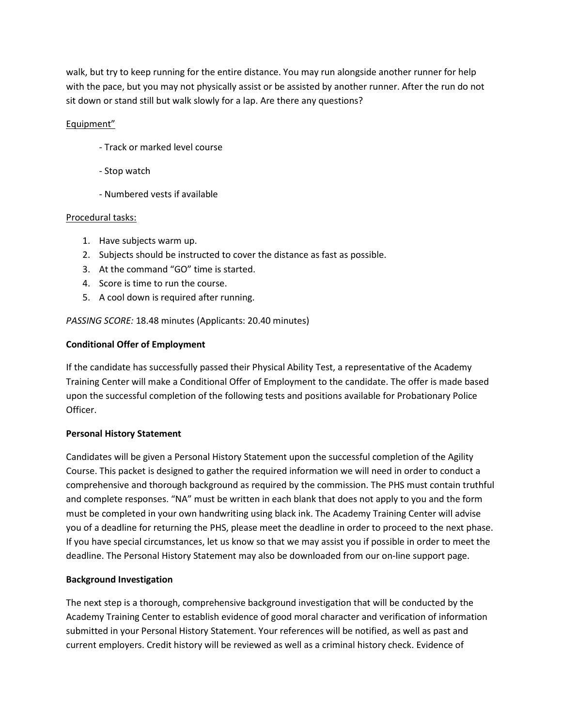walk, but try to keep running for the entire distance. You may run alongside another runner for help with the pace, but you may not physically assist or be assisted by another runner. After the run do not sit down or stand still but walk slowly for a lap. Are there any questions?

<u>Equipment”</u>

- Track or marked level course
- Stop watch
- Numbered vests if available

<u>Procedural tasks:</u>

1. Have subjects warm up.
2. Subjects should be instructed to cover the distance as fast as possible.
3. At the command “GO” time is started.
4. Score is time to run the course.
5. A cool down is required after running.

*PASSING SCORE:* 18.48 minutes (Applicants: 20.40 minutes)

**Conditional Offer of Employment**

If the candidate has successfully passed their Physical Ability Test, a representative of the Academy Training Center will make a Conditional Offer of Employment to the candidate. The offer is made based upon the successful completion of the following tests and positions available for Probationary Police Officer.

**Personal History Statement**

Candidates will be given a Personal History Statement upon the successful completion of the Agility Course. This packet is designed to gather the required information we will need in order to conduct a comprehensive and thorough background as required by the commission. The PHS must contain truthful and complete responses. “NA” must be written in each blank that does not apply to you and the form must be completed in your own handwriting using black ink. The Academy Training Center will advise you of a deadline for returning the PHS, please meet the deadline in order to proceed to the next phase. If you have special circumstances, let us know so that we may assist you if possible in order to meet the deadline. The Personal History Statement may also be downloaded from our on-line support page.

**Background Investigation**

The next step is a thorough, comprehensive background investigation that will be conducted by the Academy Training Center to establish evidence of good moral character and verification of information submitted in your Personal History Statement. Your references will be notified, as well as past and current employers. Credit history will be reviewed as well as a criminal history check. Evidence of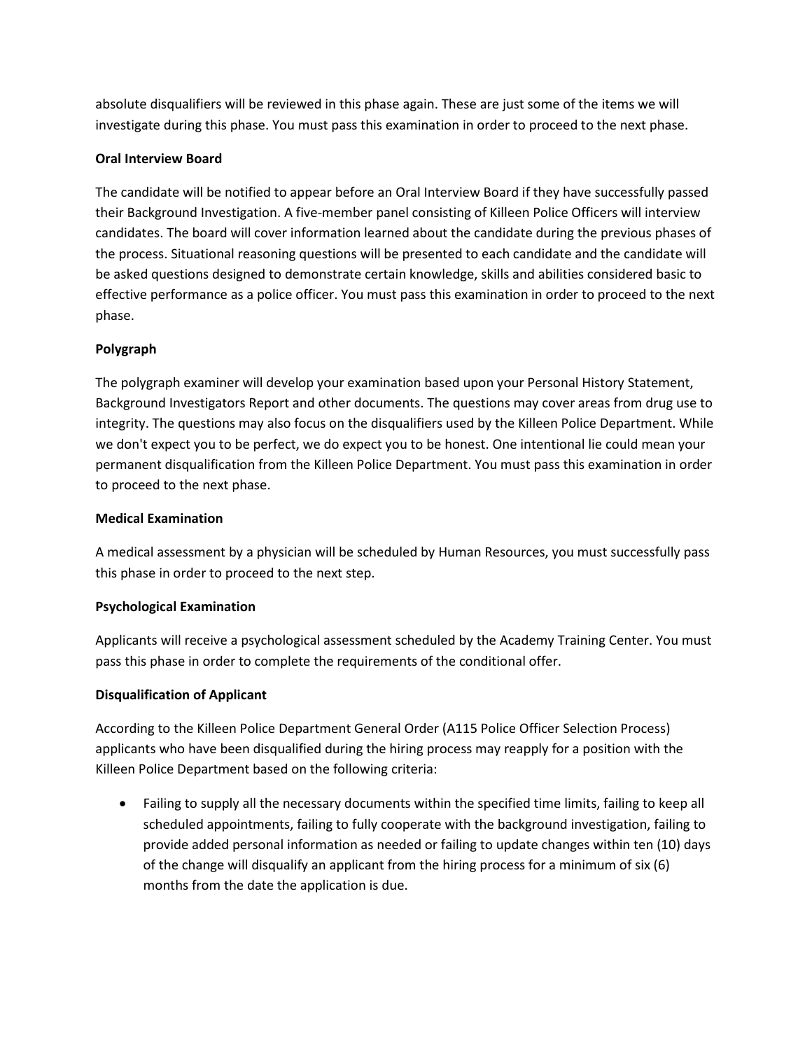absolute disqualifiers will be reviewed in this phase again. These are just some of the items we will investigate during this phase. You must pass this examination in order to proceed to the next phase.

**Oral Interview Board**

The candidate will be notified to appear before an Oral Interview Board if they have successfully passed their Background Investigation. A five-member panel consisting of Killeen Police Officers will interview candidates. The board will cover information learned about the candidate during the previous phases of the process. Situational reasoning questions will be presented to each candidate and the candidate will be asked questions designed to demonstrate certain knowledge, skills and abilities considered basic to effective performance as a police officer. You must pass this examination in order to proceed to the next phase.

**Polygraph**

The polygraph examiner will develop your examination based upon your Personal History Statement, Background Investigators Report and other documents. The questions may cover areas from drug use to integrity. The questions may also focus on the disqualifiers used by the Killeen Police Department. While we don't expect you to be perfect, we do expect you to be honest. One intentional lie could mean your permanent disqualification from the Killeen Police Department. You must pass this examination in order to proceed to the next phase.

**Medical Examination**

A medical assessment by a physician will be scheduled by Human Resources, you must successfully pass this phase in order to proceed to the next step.

**Psychological Examination**

Applicants will receive a psychological assessment scheduled by the Academy Training Center. You must pass this phase in order to complete the requirements of the conditional offer.

**Disqualification of Applicant**

According to the Killeen Police Department General Order (A115 Police Officer Selection Process) applicants who have been disqualified during the hiring process may reapply for a position with the Killeen Police Department based on the following criteria:

- Failing to supply all the necessary documents within the specified time limits, failing to keep all scheduled appointments, failing to fully cooperate with the background investigation, failing to provide added personal information as needed or failing to update changes within ten (10) days of the change will disqualify an applicant from the hiring process for a minimum of six (6) months from the date the application is due.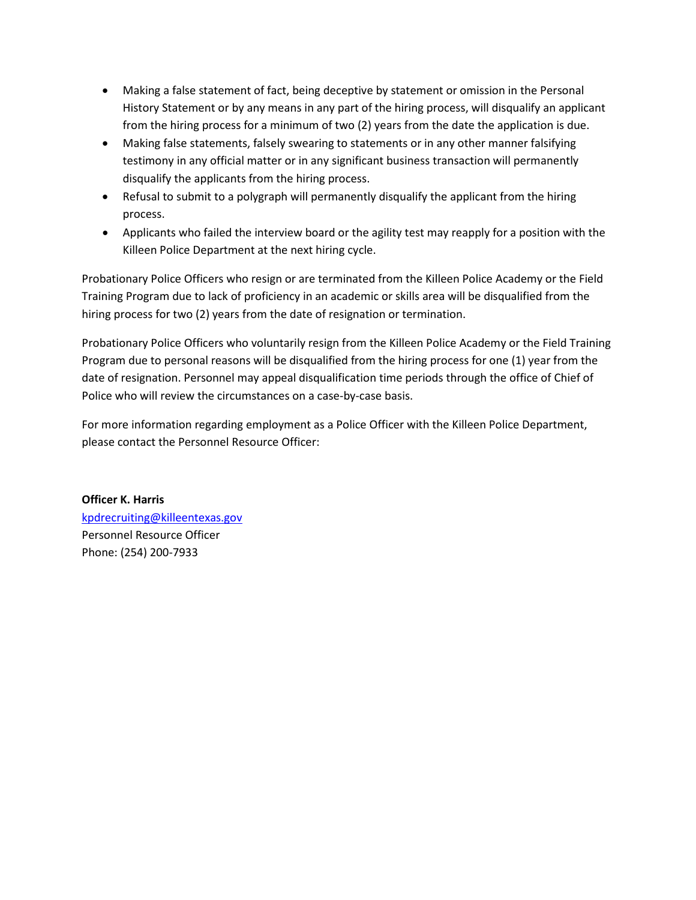- Making a false statement of fact, being deceptive by statement or omission in the Personal History Statement or by any means in any part of the hiring process, will disqualify an applicant from the hiring process for a minimum of two (2) years from the date the application is due.
- Making false statements, falsely swearing to statements or in any other manner falsifying testimony in any official matter or in any significant business transaction will permanently disqualify the applicants from the hiring process.
- Refusal to submit to a polygraph will permanently disqualify the applicant from the hiring process.
- Applicants who failed the interview board or the agility test may reapply for a position with the Killeen Police Department at the next hiring cycle.

Probationary Police Officers who resign or are terminated from the Killeen Police Academy or the Field Training Program due to lack of proficiency in an academic or skills area will be disqualified from the hiring process for two (2) years from the date of resignation or termination.

Probationary Police Officers who voluntarily resign from the Killeen Police Academy or the Field Training Program due to personal reasons will be disqualified from the hiring process for one (1) year from the date of resignation. Personnel may appeal disqualification time periods through the office of Chief of Police who will review the circumstances on a case-by-case basis.

For more information regarding employment as a Police Officer with the Killeen Police Department, please contact the Personnel Resource Officer:

**Officer K. Harris**
kpdrecruiting@killeentexas.gov
Personnel Resource Officer
Phone: (254) 200-7933